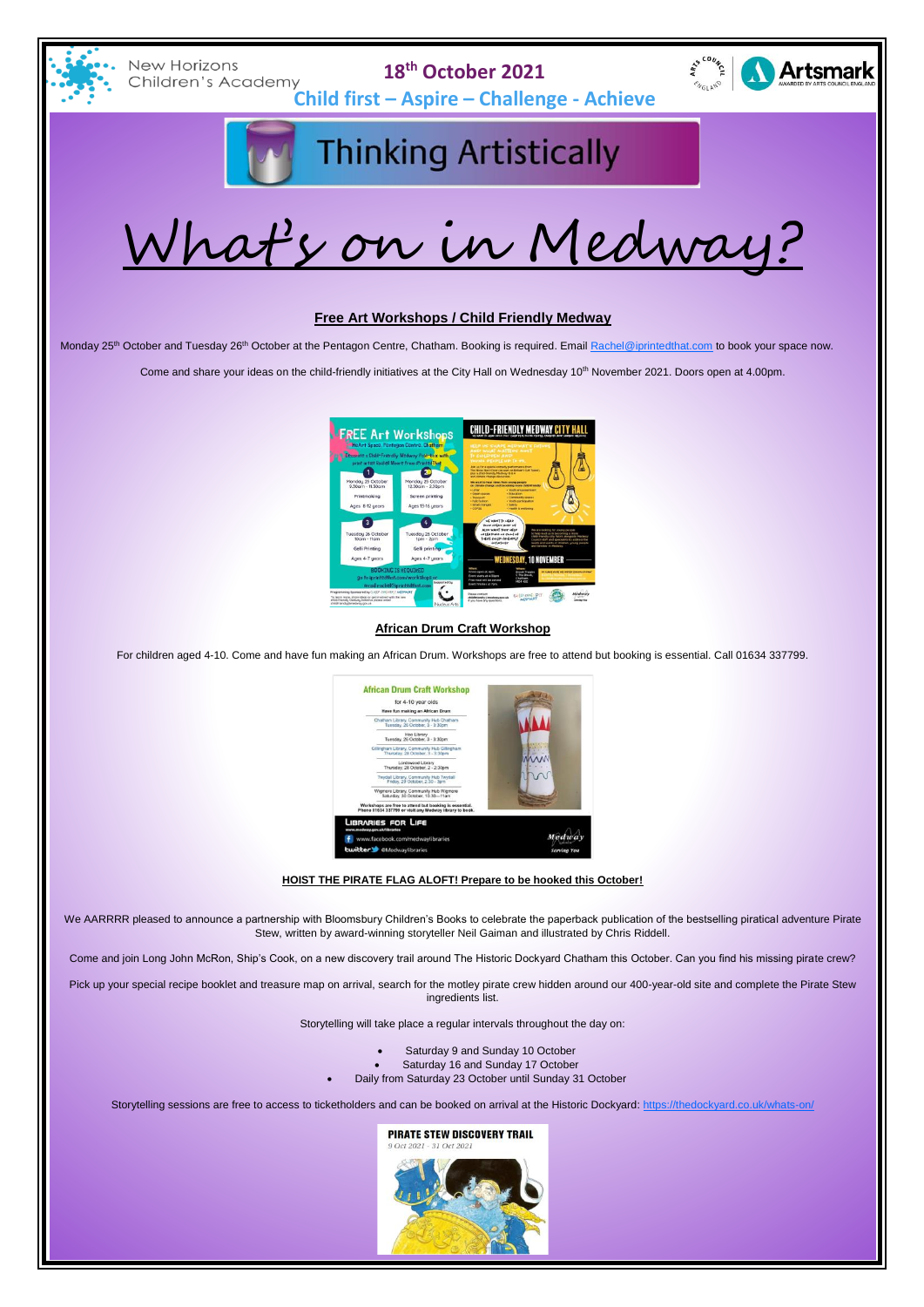New Horizons Children's Academy

18th October 2021

Child first – Aspire – Challenge - Achieve

# Thinking Artistically

# What's on in Medway?

## Free Art Workshops / Child Friendly Medway

Monday 25th October and Tuesday 26th October at the Pentagon Centre, Chatham. Booking is required. Email Rachel@iprintedthat.com to book your space now.

Come and share your ideas on the child-friendly initiatives at the City Hall on Wednesday 10th November 2021. Doors open at 4.00pm.

## African Drum Craft Workshop

For children aged 4-10. Come and have fun making an African Drum. Workshops are free to attend but booking is essential. Call 01634 337799.

## HOIST THE PIRATE FLAG ALOFT! Prepare to be hooked this October!

We AARRRR pleased to announce a partnership with Bloomsbury Children's Books to celebrate the paperback publication of the bestselling piratical adventure Pirate Stew, written by award-winning storyteller Neil Gaiman and illustrated by Chris Riddell.

Come and join Long John McRon, Ship's Cook, on a new discovery trail around The Historic Dockyard Chatham this October. Can you find his missing pirate crew?

Pick up your special recipe booklet and treasure map on arrival, search for the motley pirate crew hidden around our 400-year-old site and complete the Pirate Stew ingredients list.

Storytelling will take place a regular intervals throughout the day on:

- Saturday 9 and Sunday 10 October
- Saturday 16 and Sunday 17 October
- Daily from Saturday 23 October until Sunday 31 October

Storytelling sessions are free to access to ticketholders and can be booked on arrival at the Historic Dockyard: https://thedockyard.co.uk/whats-on/

PIRATE STEW DISCOVERY TRAIL
9 Oct 2021 - 31 Oct 2021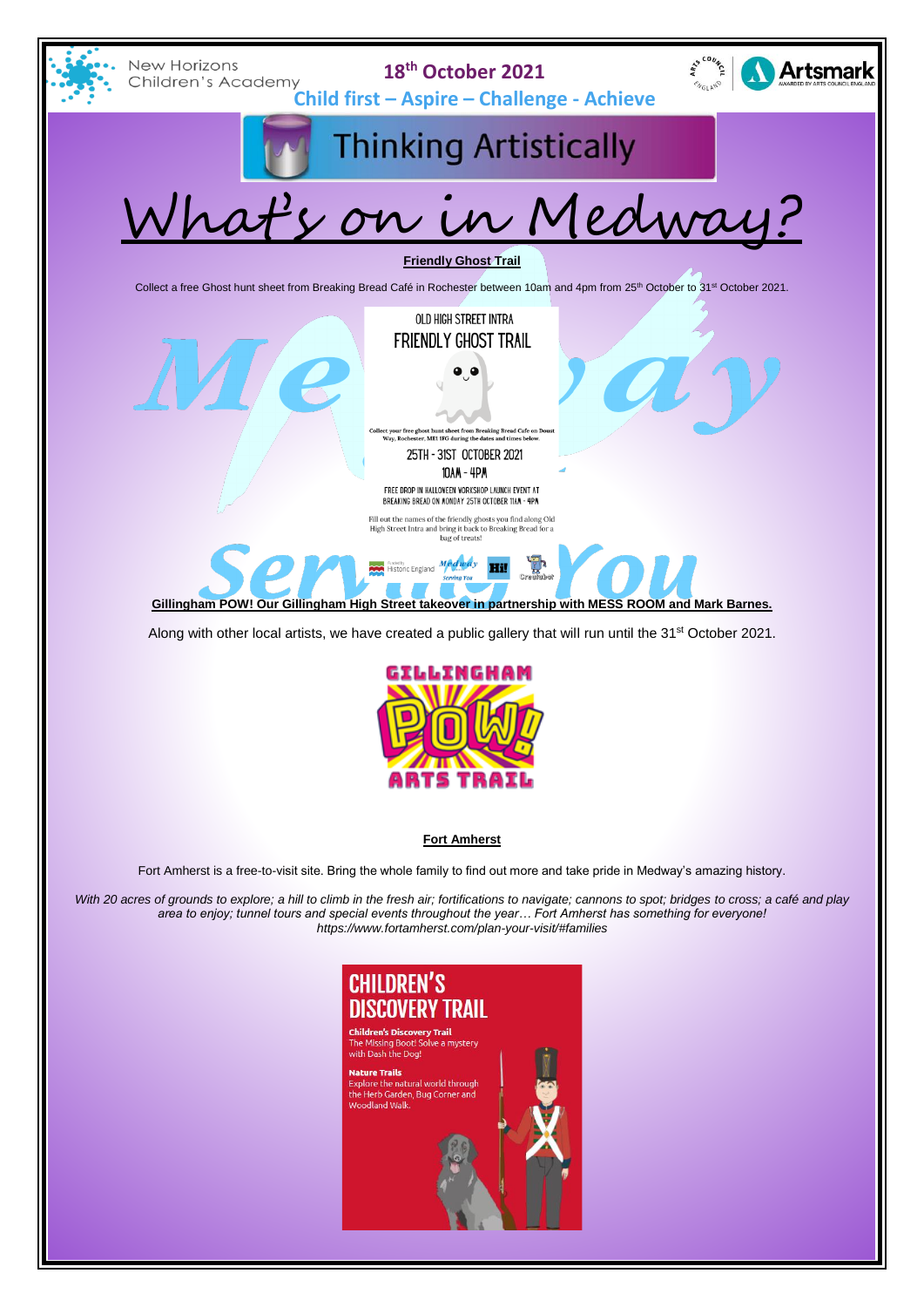New Horizons Children's Academy

**18th October 2021**

**Child first – Aspire – Challenge - Achieve**

# Thinking Artistically

# What's on in Medway?

**Friendly Ghost Trail**

Collect a free Ghost hunt sheet from Breaking Bread Café in Rochester between 10am and 4pm from 25th October to 31st October 2021.

OLD HIGH STREET INTRA
FRIENDLY GHOST TRAIL

Collect your free ghost hunt sheet from Breaking Bread Cafe on Doust Way, Rochester, ME1 1FG during the dates and times below.

25TH - 31ST OCTOBER 2021
10AM - 4PM

FREE DROP IN HALLOWEEN WORKSHOP LAUNCH EVENT AT BREAKING BREAD ON MONDAY 25TH OCTOBER 11AM - 4PM

Fill out the names of the friendly ghosts you find along Old High Street Intra and bring it back to Breaking Bread for a bag of treats!

**Gillingham POW! Our Gillingham High Street takeover in partnership with MESS ROOM and Mark Barnes.**

Along with other local artists, we have created a public gallery that will run until the 31st October 2021.

GILLINGHAM POW! ARTS TRAIL

**Fort Amherst**

Fort Amherst is a free-to-visit site. Bring the whole family to find out more and take pride in Medway's amazing history.

*With 20 acres of grounds to explore; a hill to climb in the fresh air; fortifications to navigate; cannons to spot; bridges to cross; a café and play area to enjoy; tunnel tours and special events throughout the year… Fort Amherst has something for everyone! https://www.fortamherst.com/plan-your-visit/#families*

CHILDREN'S DISCOVERY TRAIL

**Children's Discovery Trail**
The Missing Boot! Solve a mystery with Dash the Dog!

**Nature Trails**
Explore the natural world through the Herb Garden, Bug Corner and Woodland Walk.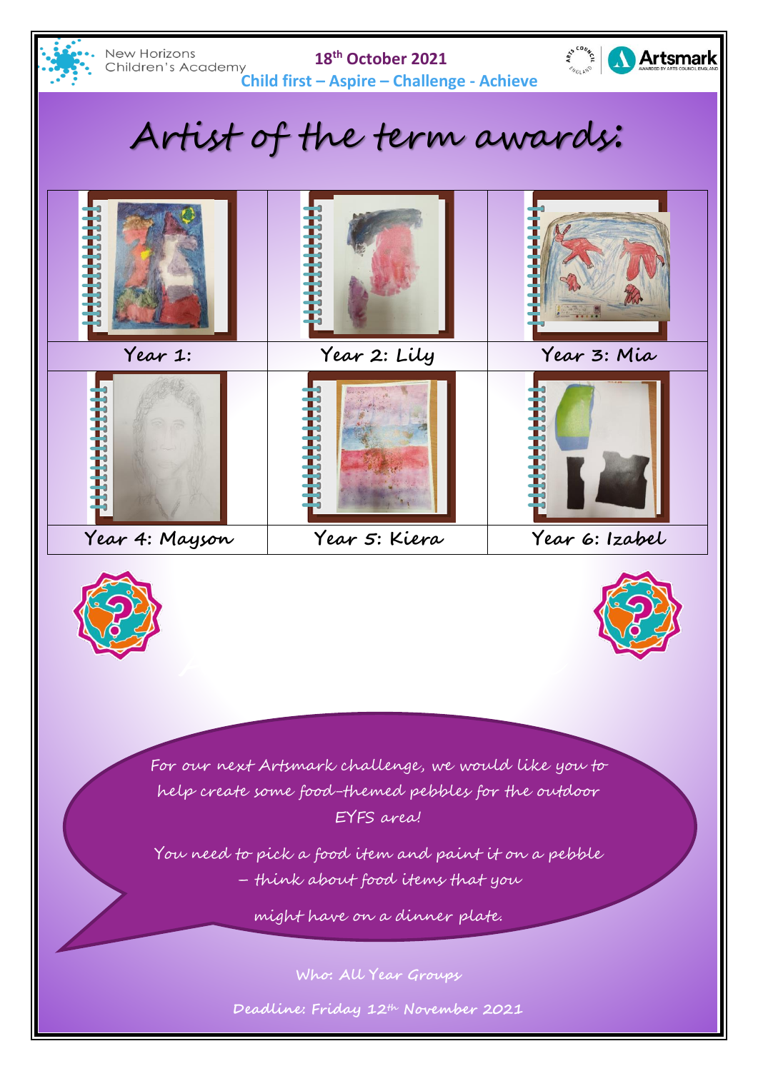New Horizons Children's Academy

**18th October 2021**

**Child first – Aspire – Challenge - Achieve**

# Artist of the term awards:

| | | |
|---|---|---|
| Year 1: | Year 2: Lily | Year 3: Mia |
| Year 4: Mayson | Year 5: Kiera | Year 6: Izabel |

For our next Artsmark challenge, we would like you to help create some food-themed pebbles for the outdoor EYFS area!

You need to pick a food item and paint it on a pebble – think about food items that you might have on a dinner plate.

**Who: All Year Groups**

**Deadline: Friday 12th November 2021**